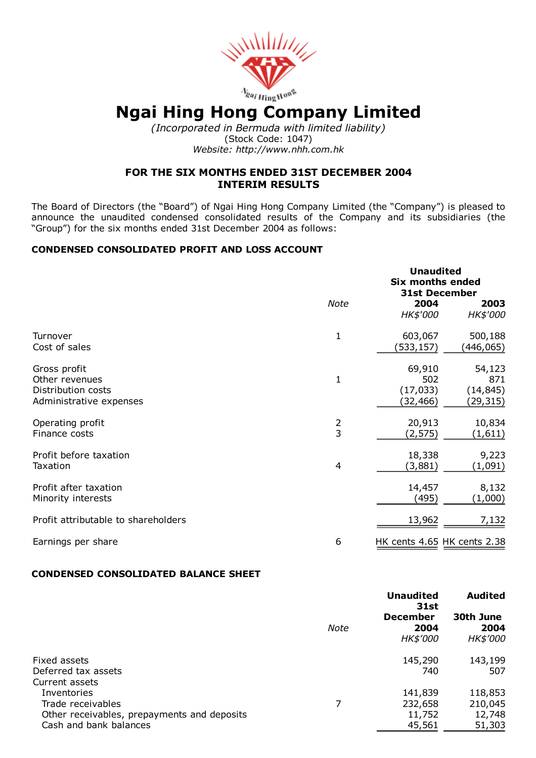# Ngai Hing Hong Company Limited

*(Incorporated in Bermuda with limited liability)*
(Stock Code: 1047)
*Website: http://www.nhh.com.hk*

## FOR THE SIX MONTHS ENDED 31ST DECEMBER 2004
## INTERIM RESULTS

The Board of Directors (the "Board") of Ngai Hing Hong Company Limited (the "Company") is pleased to announce the unaudited condensed consolidated results of the Company and its subsidiaries (the "Group") for the six months ended 31st December 2004 as follows:

### CONDENSED CONSOLIDATED PROFIT AND LOSS ACCOUNT

| | Note | Unaudited Six months ended 31st December 2004 | |
|---|---|---|---|
| | | **2004** | **2003** |
| | | *HK$'000* | *HK$'000* |
| Turnover | 1 | 603,067 | 500,188 |
| Cost of sales | | (533,157) | (446,065) |
| Gross profit | | 69,910 | 54,123 |
| Other revenues | 1 | 502 | 871 |
| Distribution costs | | (17,033) | (14,845) |
| Administrative expenses | | (32,466) | (29,315) |
| Operating profit | 2 | 20,913 | 10,834 |
| Finance costs | 3 | (2,575) | (1,611) |
| Profit before taxation | | 18,338 | 9,223 |
| Taxation | 4 | (3,881) | (1,091) |
| Profit after taxation | | 14,457 | 8,132 |
| Minority interests | | (495) | (1,000) |
| Profit attributable to shareholders | | 13,962 | 7,132 |
| Earnings per share | 6 | HK cents 4.65 | HK cents 2.38 |

### CONDENSED CONSOLIDATED BALANCE SHEET

| | Note | Unaudited 31st December 2004 | Audited 30th June 2004 |
|---|---|---|---|
| | | *HK$'000* | *HK$'000* |
| Fixed assets | | 145,290 | 143,199 |
| Deferred tax assets | | 740 | 507 |
| Current assets | | | |
| Inventories | | 141,839 | 118,853 |
| Trade receivables | 7 | 232,658 | 210,045 |
| Other receivables, prepayments and deposits | | 11,752 | 12,748 |
| Cash and bank balances | | 45,561 | 51,303 |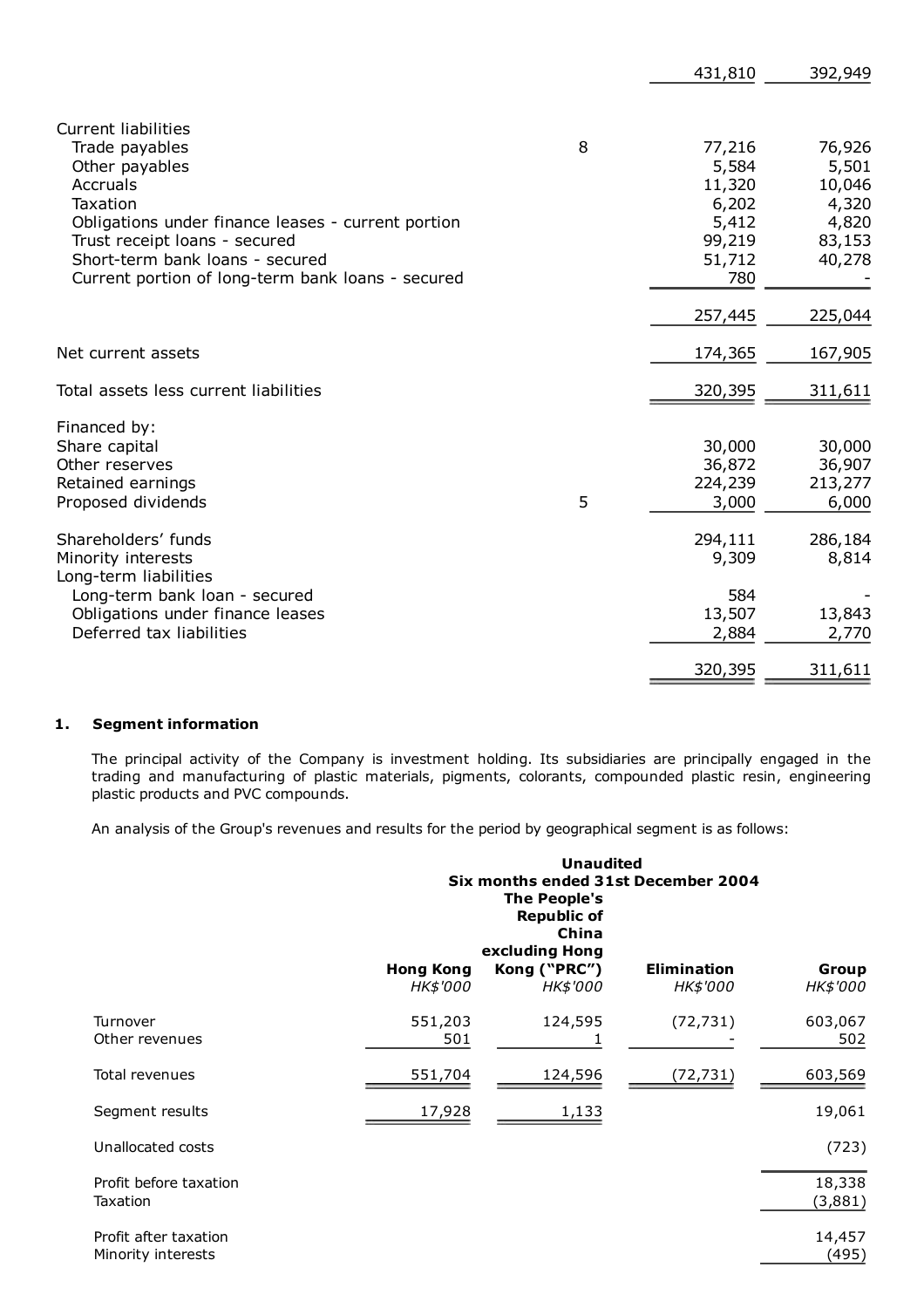| | Note | | |
|---|---|---|---|
| | | 431,810 | 392,949 |
| **Current liabilities** | | | |
| Trade payables | 8 | 77,216 | 76,926 |
| Other payables | | 5,584 | 5,501 |
| Accruals | | 11,320 | 10,046 |
| Taxation | | 6,202 | 4,320 |
| Obligations under finance leases - current portion | | 5,412 | 4,820 |
| Trust receipt loans - secured | | 99,219 | 83,153 |
| Short-term bank loans - secured | | 51,712 | 40,278 |
| Current portion of long-term bank loans - secured | | 780 | - |
| | | 257,445 | 225,044 |
| Net current assets | | 174,365 | 167,905 |
| Total assets less current liabilities | | 320,395 | 311,611 |
| Financed by: | | | |
| Share capital | | 30,000 | 30,000 |
| Other reserves | | 36,872 | 36,907 |
| Retained earnings | | 224,239 | 213,277 |
| Proposed dividends | 5 | 3,000 | 6,000 |
| Shareholders' funds | | 294,111 | 286,184 |
| Minority interests | | 9,309 | 8,814 |
| Long-term liabilities | | | |
| Long-term bank loan - secured | | 584 | - |
| Obligations under finance leases | | 13,507 | 13,843 |
| Deferred tax liabilities | | 2,884 | 2,770 |
| | | 320,395 | 311,611 |

## 1. Segment information

The principal activity of the Company is investment holding. Its subsidiaries are principally engaged in the trading and manufacturing of plastic materials, pigments, colorants, compounded plastic resin, engineering plastic products and PVC compounds.

An analysis of the Group's revenues and results for the period by geographical segment is as follows:

| | **Unaudited Six months ended 31st December 2004** | | | |
|---|---|---|---|---|
| | **Hong Kong** | **The People's Republic of China excluding Hong Kong ("PRC")** | **Elimination** | **Group** |
| | *HK$'000* | *HK$'000* | *HK$'000* | *HK$'000* |
| Turnover | 551,203 | 124,595 | (72,731) | 603,067 |
| Other revenues | 501 | 1 | - | 502 |
| Total revenues | 551,704 | 124,596 | (72,731) | 603,569 |
| Segment results | 17,928 | 1,133 | | 19,061 |
| Unallocated costs | | | | (723) |
| Profit before taxation | | | | 18,338 |
| Taxation | | | | (3,881) |
| Profit after taxation | | | | 14,457 |
| Minority interests | | | | (495) |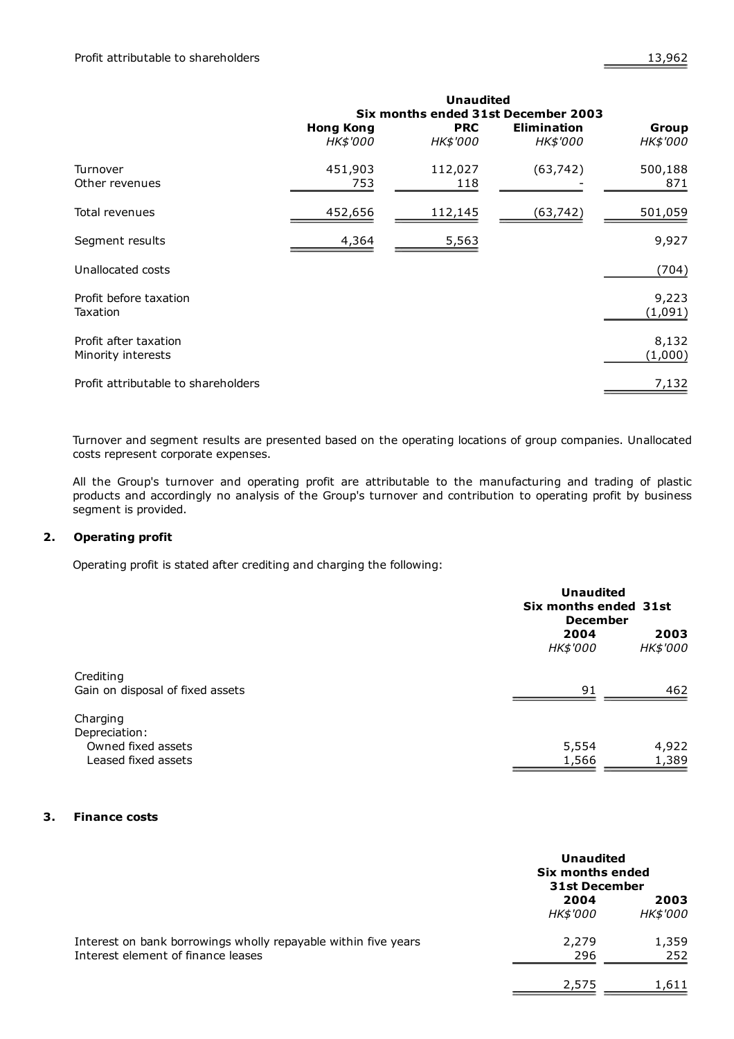| | | | | |
|---|---|---|---|---|
| Profit attributable to shareholders | | | | 13,962 |

| | Unaudited Six months ended 31st December 2003 | | | |
|---|---|---|---|---|
| | Hong Kong | PRC | Elimination | Group |
| | *HK$'000* | *HK$'000* | *HK$'000* | *HK$'000* |
| Turnover | 451,903 | 112,027 | (63,742) | 500,188 |
| Other revenues | 753 | 118 | - | 871 |
| Total revenues | 452,656 | 112,145 | (63,742) | 501,059 |
| Segment results | 4,364 | 5,563 | | 9,927 |
| Unallocated costs | | | | (704) |
| Profit before taxation | | | | 9,223 |
| Taxation | | | | (1,091) |
| Profit after taxation | | | | 8,132 |
| Minority interests | | | | (1,000) |
| Profit attributable to shareholders | | | | 7,132 |

Turnover and segment results are presented based on the operating locations of group companies. Unallocated costs represent corporate expenses.

All the Group's turnover and operating profit are attributable to the manufacturing and trading of plastic products and accordingly no analysis of the Group's turnover and contribution to operating profit by business segment is provided.

## 2. Operating profit

Operating profit is stated after crediting and charging the following:

| | Unaudited Six months ended 31st December | |
|---|---|---|
| | 2004 | 2003 |
| | *HK$'000* | *HK$'000* |
| Crediting | | |
| Gain on disposal of fixed assets | 91 | 462 |
| Charging | | |
| Depreciation: | | |
| Owned fixed assets | 5,554 | 4,922 |
| Leased fixed assets | 1,566 | 1,389 |

## 3. Finance costs

| | Unaudited Six months ended 31st December | |
|---|---|---|
| | 2004 | 2003 |
| | *HK$'000* | *HK$'000* |
| Interest on bank borrowings wholly repayable within five years | 2,279 | 1,359 |
| Interest element of finance leases | 296 | 252 |
| | 2,575 | 1,611 |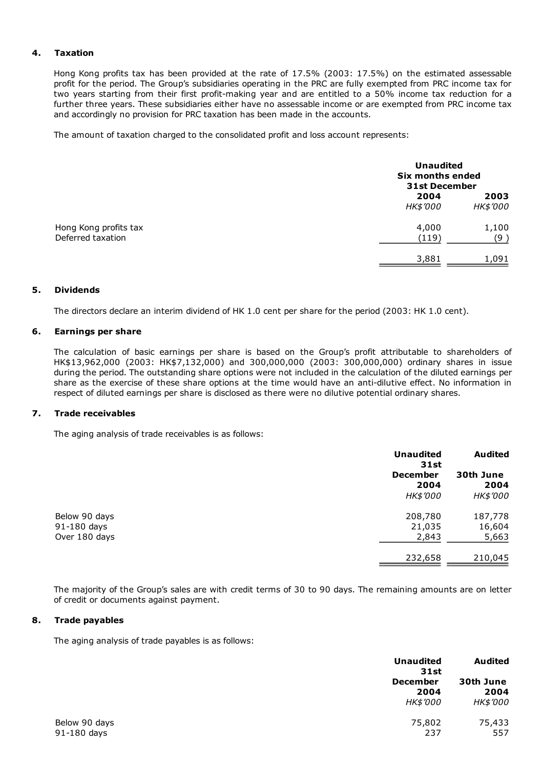## 4. Taxation

Hong Kong profits tax has been provided at the rate of 17.5% (2003: 17.5%) on the estimated assessable profit for the period. The Group's subsidiaries operating in the PRC are fully exempted from PRC income tax for two years starting from their first profit-making year and are entitled to a 50% income tax reduction for a further three years. These subsidiaries either have no assessable income or are exempted from PRC income tax and accordingly no provision for PRC taxation has been made in the accounts.

The amount of taxation charged to the consolidated profit and loss account represents:

| | Unaudited Six months ended 31st December | |
|---|---|---|
| | 2004 | 2003 |
| | *HK$'000* | *HK$'000* |
| Hong Kong profits tax | 4,000 | 1,100 |
| Deferred taxation | (119) | (9 ) |
| | 3,881 | 1,091 |

## 5. Dividends

The directors declare an interim dividend of HK 1.0 cent per share for the period (2003: HK 1.0 cent).

## 6. Earnings per share

The calculation of basic earnings per share is based on the Group's profit attributable to shareholders of HK$13,962,000 (2003: HK$7,132,000) and 300,000,000 (2003: 300,000,000) ordinary shares in issue during the period. The outstanding share options were not included in the calculation of the diluted earnings per share as the exercise of these share options at the time would have an anti-dilutive effect. No information in respect of diluted earnings per share is disclosed as there were no dilutive potential ordinary shares.

## 7. Trade receivables

The aging analysis of trade receivables is as follows:

| | Unaudited 31st December 2004 | Audited 30th June 2004 |
|---|---|---|
| | *HK$'000* | *HK$'000* |
| Below 90 days | 208,780 | 187,778 |
| 91-180 days | 21,035 | 16,604 |
| Over 180 days | 2,843 | 5,663 |
| | 232,658 | 210,045 |

The majority of the Group's sales are with credit terms of 30 to 90 days. The remaining amounts are on letter of credit or documents against payment.

## 8. Trade payables

The aging analysis of trade payables is as follows:

| | Unaudited 31st December 2004 | Audited 30th June 2004 |
|---|---|---|
| | *HK$'000* | *HK$'000* |
| Below 90 days | 75,802 | 75,433 |
| 91-180 days | 237 | 557 |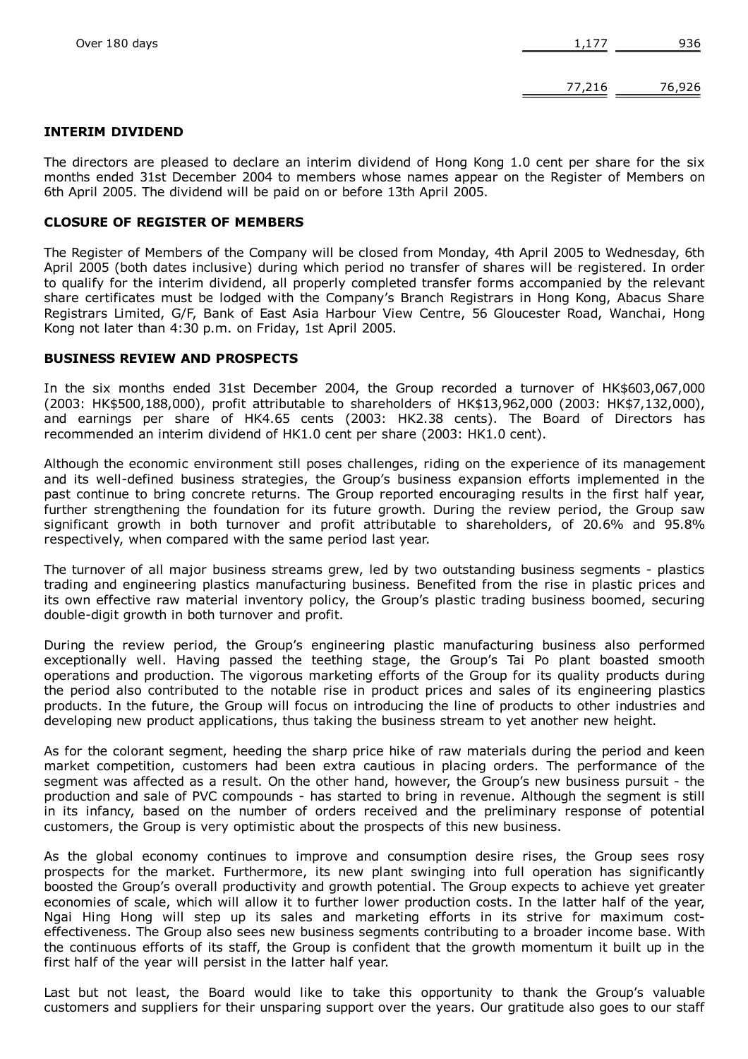| | | |
|---|---|---|
| Over 180 days | 1,177 | 936 |
| | 77,216 | 76,926 |

## INTERIM DIVIDEND

The directors are pleased to declare an interim dividend of Hong Kong 1.0 cent per share for the six months ended 31st December 2004 to members whose names appear on the Register of Members on 6th April 2005. The dividend will be paid on or before 13th April 2005.

## CLOSURE OF REGISTER OF MEMBERS

The Register of Members of the Company will be closed from Monday, 4th April 2005 to Wednesday, 6th April 2005 (both dates inclusive) during which period no transfer of shares will be registered. In order to qualify for the interim dividend, all properly completed transfer forms accompanied by the relevant share certificates must be lodged with the Company's Branch Registrars in Hong Kong, Abacus Share Registrars Limited, G/F, Bank of East Asia Harbour View Centre, 56 Gloucester Road, Wanchai, Hong Kong not later than 4:30 p.m. on Friday, 1st April 2005.

## BUSINESS REVIEW AND PROSPECTS

In the six months ended 31st December 2004, the Group recorded a turnover of HK$603,067,000 (2003: HK$500,188,000), profit attributable to shareholders of HK$13,962,000 (2003: HK$7,132,000), and earnings per share of HK4.65 cents (2003: HK2.38 cents). The Board of Directors has recommended an interim dividend of HK1.0 cent per share (2003: HK1.0 cent).

Although the economic environment still poses challenges, riding on the experience of its management and its well-defined business strategies, the Group's business expansion efforts implemented in the past continue to bring concrete returns. The Group reported encouraging results in the first half year, further strengthening the foundation for its future growth. During the review period, the Group saw significant growth in both turnover and profit attributable to shareholders, of 20.6% and 95.8% respectively, when compared with the same period last year.

The turnover of all major business streams grew, led by two outstanding business segments - plastics trading and engineering plastics manufacturing business. Benefited from the rise in plastic prices and its own effective raw material inventory policy, the Group's plastic trading business boomed, securing double-digit growth in both turnover and profit.

During the review period, the Group's engineering plastic manufacturing business also performed exceptionally well. Having passed the teething stage, the Group's Tai Po plant boasted smooth operations and production. The vigorous marketing efforts of the Group for its quality products during the period also contributed to the notable rise in product prices and sales of its engineering plastics products. In the future, the Group will focus on introducing the line of products to other industries and developing new product applications, thus taking the business stream to yet another new height.

As for the colorant segment, heeding the sharp price hike of raw materials during the period and keen market competition, customers had been extra cautious in placing orders. The performance of the segment was affected as a result. On the other hand, however, the Group's new business pursuit - the production and sale of PVC compounds - has started to bring in revenue. Although the segment is still in its infancy, based on the number of orders received and the preliminary response of potential customers, the Group is very optimistic about the prospects of this new business.

As the global economy continues to improve and consumption desire rises, the Group sees rosy prospects for the market. Furthermore, its new plant swinging into full operation has significantly boosted the Group's overall productivity and growth potential. The Group expects to achieve yet greater economies of scale, which will allow it to further lower production costs. In the latter half of the year, Ngai Hing Hong will step up its sales and marketing efforts in its strive for maximum cost-effectiveness. The Group also sees new business segments contributing to a broader income base. With the continuous efforts of its staff, the Group is confident that the growth momentum it built up in the first half of the year will persist in the latter half year.

Last but not least, the Board would like to take this opportunity to thank the Group's valuable customers and suppliers for their unsparing support over the years. Our gratitude also goes to our staff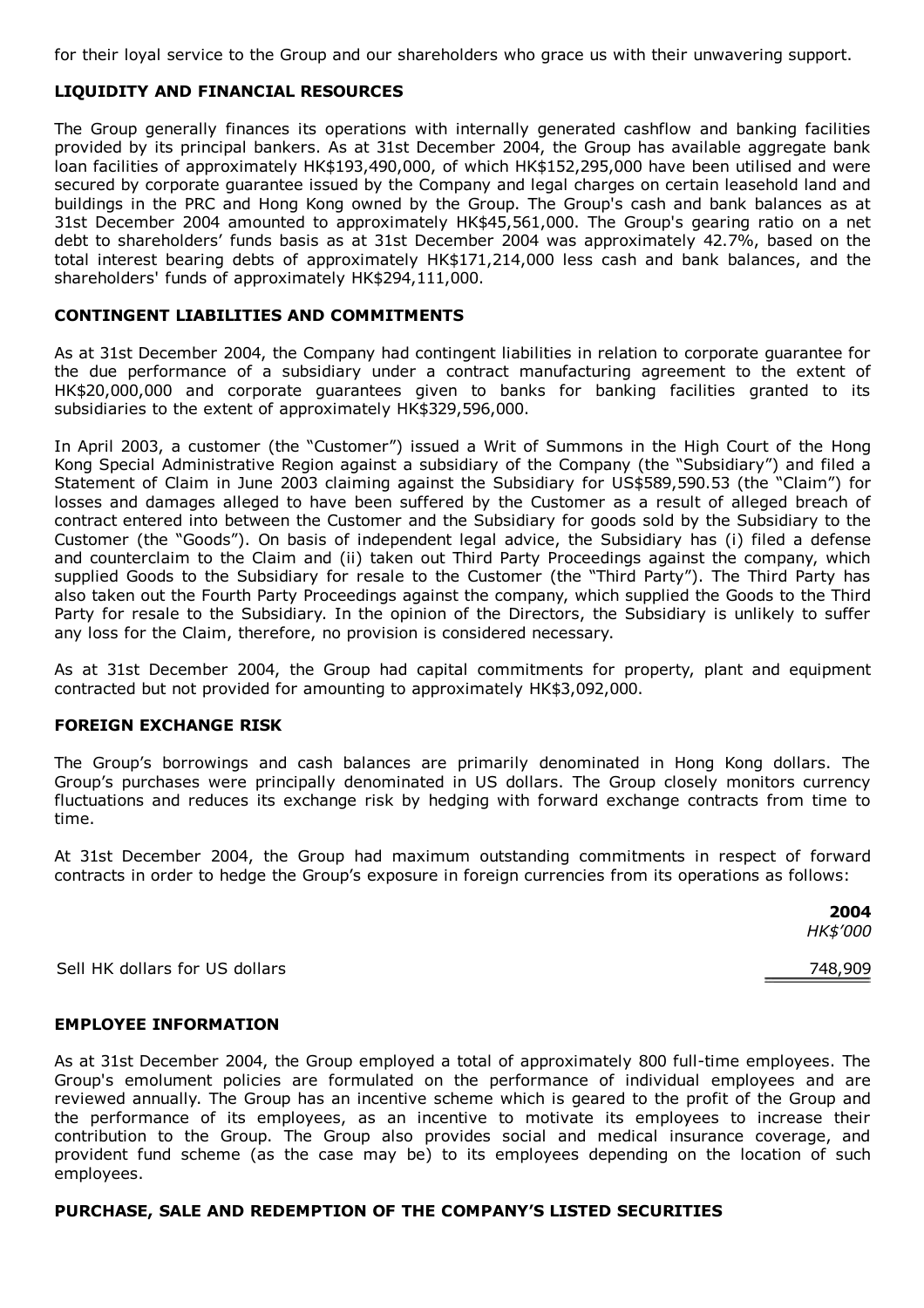for their loyal service to the Group and our shareholders who grace us with their unwavering support.

## LIQUIDITY AND FINANCIAL RESOURCES

The Group generally finances its operations with internally generated cashflow and banking facilities provided by its principal bankers. As at 31st December 2004, the Group has available aggregate bank loan facilities of approximately HK$193,490,000, of which HK$152,295,000 have been utilised and were secured by corporate guarantee issued by the Company and legal charges on certain leasehold land and buildings in the PRC and Hong Kong owned by the Group. The Group's cash and bank balances as at 31st December 2004 amounted to approximately HK$45,561,000. The Group's gearing ratio on a net debt to shareholders' funds basis as at 31st December 2004 was approximately 42.7%, based on the total interest bearing debts of approximately HK$171,214,000 less cash and bank balances, and the shareholders' funds of approximately HK$294,111,000.

## CONTINGENT LIABILITIES AND COMMITMENTS

As at 31st December 2004, the Company had contingent liabilities in relation to corporate guarantee for the due performance of a subsidiary under a contract manufacturing agreement to the extent of HK$20,000,000 and corporate guarantees given to banks for banking facilities granted to its subsidiaries to the extent of approximately HK$329,596,000.

In April 2003, a customer (the "Customer") issued a Writ of Summons in the High Court of the Hong Kong Special Administrative Region against a subsidiary of the Company (the "Subsidiary") and filed a Statement of Claim in June 2003 claiming against the Subsidiary for US$589,590.53 (the "Claim") for losses and damages alleged to have been suffered by the Customer as a result of alleged breach of contract entered into between the Customer and the Subsidiary for goods sold by the Subsidiary to the Customer (the "Goods"). On basis of independent legal advice, the Subsidiary has (i) filed a defense and counterclaim to the Claim and (ii) taken out Third Party Proceedings against the company, which supplied Goods to the Subsidiary for resale to the Customer (the "Third Party"). The Third Party has also taken out the Fourth Party Proceedings against the company, which supplied the Goods to the Third Party for resale to the Subsidiary. In the opinion of the Directors, the Subsidiary is unlikely to suffer any loss for the Claim, therefore, no provision is considered necessary.

As at 31st December 2004, the Group had capital commitments for property, plant and equipment contracted but not provided for amounting to approximately HK$3,092,000.

## FOREIGN EXCHANGE RISK

The Group's borrowings and cash balances are primarily denominated in Hong Kong dollars. The Group's purchases were principally denominated in US dollars. The Group closely monitors currency fluctuations and reduces its exchange risk by hedging with forward exchange contracts from time to time.

At 31st December 2004, the Group had maximum outstanding commitments in respect of forward contracts in order to hedge the Group's exposure in foreign currencies from its operations as follows:

| | **2004** |
|---|---|
| | *HK$'000* |
| Sell HK dollars for US dollars | 748,909 |

## EMPLOYEE INFORMATION

As at 31st December 2004, the Group employed a total of approximately 800 full-time employees. The Group's emolument policies are formulated on the performance of individual employees and are reviewed annually. The Group has an incentive scheme which is geared to the profit of the Group and the performance of its employees, as an incentive to motivate its employees to increase their contribution to the Group. The Group also provides social and medical insurance coverage, and provident fund scheme (as the case may be) to its employees depending on the location of such employees.

## PURCHASE, SALE AND REDEMPTION OF THE COMPANY'S LISTED SECURITIES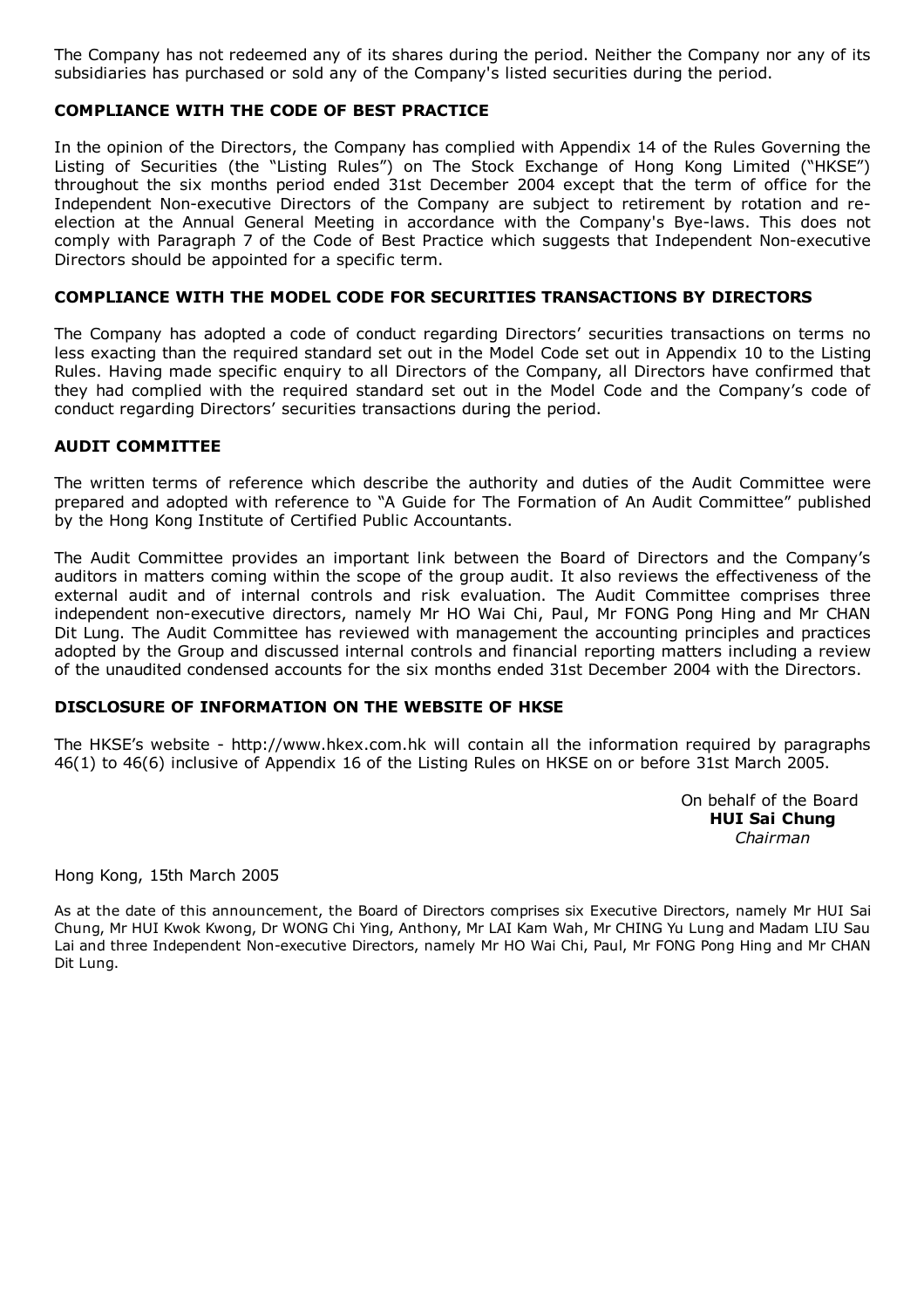The Company has not redeemed any of its shares during the period. Neither the Company nor any of its subsidiaries has purchased or sold any of the Company's listed securities during the period.

## COMPLIANCE WITH THE CODE OF BEST PRACTICE

In the opinion of the Directors, the Company has complied with Appendix 14 of the Rules Governing the Listing of Securities (the "Listing Rules") on The Stock Exchange of Hong Kong Limited ("HKSE") throughout the six months period ended 31st December 2004 except that the term of office for the Independent Non-executive Directors of the Company are subject to retirement by rotation and re-election at the Annual General Meeting in accordance with the Company's Bye-laws. This does not comply with Paragraph 7 of the Code of Best Practice which suggests that Independent Non-executive Directors should be appointed for a specific term.

## COMPLIANCE WITH THE MODEL CODE FOR SECURITIES TRANSACTIONS BY DIRECTORS

The Company has adopted a code of conduct regarding Directors' securities transactions on terms no less exacting than the required standard set out in the Model Code set out in Appendix 10 to the Listing Rules. Having made specific enquiry to all Directors of the Company, all Directors have confirmed that they had complied with the required standard set out in the Model Code and the Company's code of conduct regarding Directors' securities transactions during the period.

## AUDIT COMMITTEE

The written terms of reference which describe the authority and duties of the Audit Committee were prepared and adopted with reference to "A Guide for The Formation of An Audit Committee" published by the Hong Kong Institute of Certified Public Accountants.

The Audit Committee provides an important link between the Board of Directors and the Company's auditors in matters coming within the scope of the group audit. It also reviews the effectiveness of the external audit and of internal controls and risk evaluation. The Audit Committee comprises three independent non-executive directors, namely Mr HO Wai Chi, Paul, Mr FONG Pong Hing and Mr CHAN Dit Lung. The Audit Committee has reviewed with management the accounting principles and practices adopted by the Group and discussed internal controls and financial reporting matters including a review of the unaudited condensed accounts for the six months ended 31st December 2004 with the Directors.

## DISCLOSURE OF INFORMATION ON THE WEBSITE OF HKSE

The HKSE's website - http://www.hkex.com.hk will contain all the information required by paragraphs 46(1) to 46(6) inclusive of Appendix 16 of the Listing Rules on HKSE on or before 31st March 2005.

On behalf of the Board
**HUI Sai Chung**
*Chairman*

Hong Kong, 15th March 2005

As at the date of this announcement, the Board of Directors comprises six Executive Directors, namely Mr HUI Sai Chung, Mr HUI Kwok Kwong, Dr WONG Chi Ying, Anthony, Mr LAI Kam Wah, Mr CHING Yu Lung and Madam LIU Sau Lai and three Independent Non-executive Directors, namely Mr HO Wai Chi, Paul, Mr FONG Pong Hing and Mr CHAN Dit Lung.